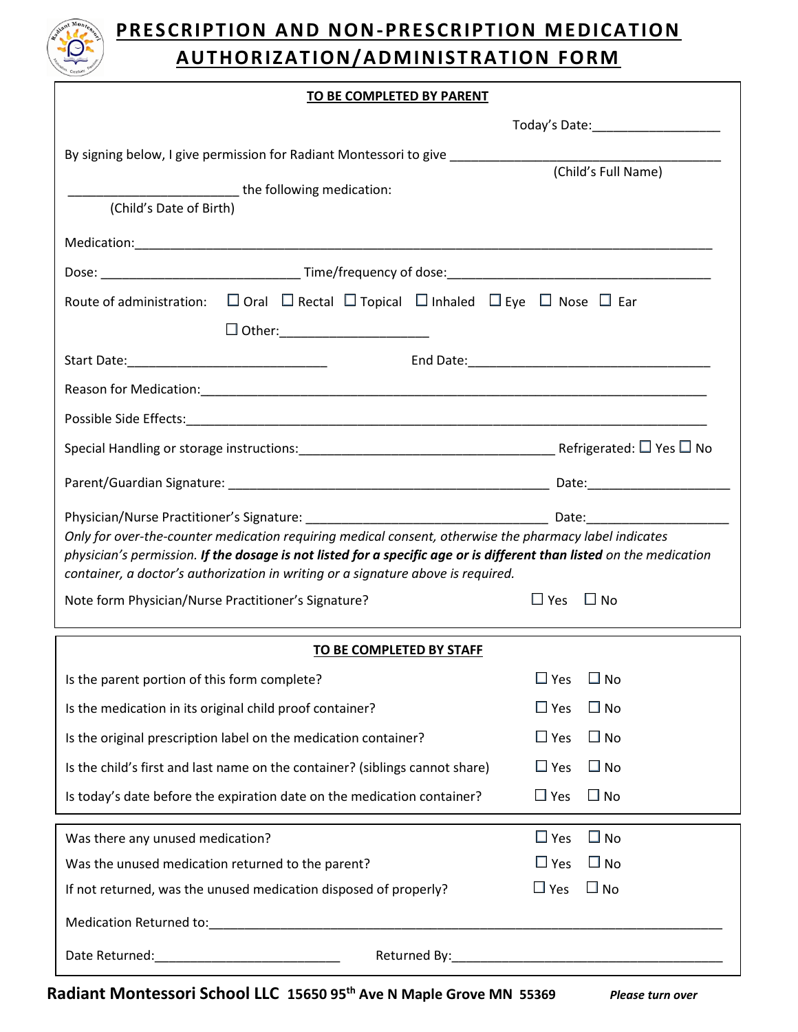# PRESCRIPTION AND NON-PRESCRIPTION MEDICATION AUTHORIZATION/ADMINISTRATION FORM

**TO BE COMPLETED BY PARENT**

Today's Date:_________________

By signing below, I give permission for Radiant Montessori to give ____________________________________
(Child's Full Name)

________________________ the following medication:
(Child's Date of Birth)

Medication:_______________________________________________________________________________

Dose: ____________________________ Time/frequency of dose:______________________________________

Route of administration: ☐ Oral ☐ Rectal ☐ Topical ☐ Inhaled ☐ Eye ☐ Nose ☐ Ear

☐ Other:_____________________

Start Date:_____________________________ End Date:___________________________________

Reason for Medication:_____________________________________________________________________

Possible Side Effects:______________________________________________________________________

Special Handling or storage instructions:____________________________________ Refrigerated: ☐ Yes ☐ No

Parent/Guardian Signature: ______________________________________________ Date:____________________

Physician/Nurse Practitioner's Signature: __________________________________ Date:____________________

*Only for over-the-counter medication requiring medical consent, otherwise the pharmacy label indicates physician's permission. **If the dosage is not listed for a specific age or is different than listed** on the medication container, a doctor's authorization in writing or a signature above is required.*

Note form Physician/Nurse Practitioner's Signature? ☐ Yes ☐ No

**TO BE COMPLETED BY STAFF**

| Question | Yes | No |
|---|---|---|
| Is the parent portion of this form complete? | ☐ Yes | ☐ No |
| Is the medication in its original child proof container? | ☐ Yes | ☐ No |
| Is the original prescription label on the medication container? | ☐ Yes | ☐ No |
| Is the child's first and last name on the container? (siblings cannot share) | ☐ Yes | ☐ No |
| Is today's date before the expiration date on the medication container? | ☐ Yes | ☐ No |

| Question | Yes | No |
|---|---|---|
| Was there any unused medication? | ☐ Yes | ☐ No |
| Was the unused medication returned to the parent? | ☐ Yes | ☐ No |
| If not returned, was the unused medication disposed of properly? | ☐ Yes | ☐ No |

Medication Returned to:_______________________________________________________________________

Date Returned:__________________________ Returned By:_______________________________________

**Radiant Montessori School LLC 15650 95th Ave N Maple Grove MN 55369** ***Please turn over***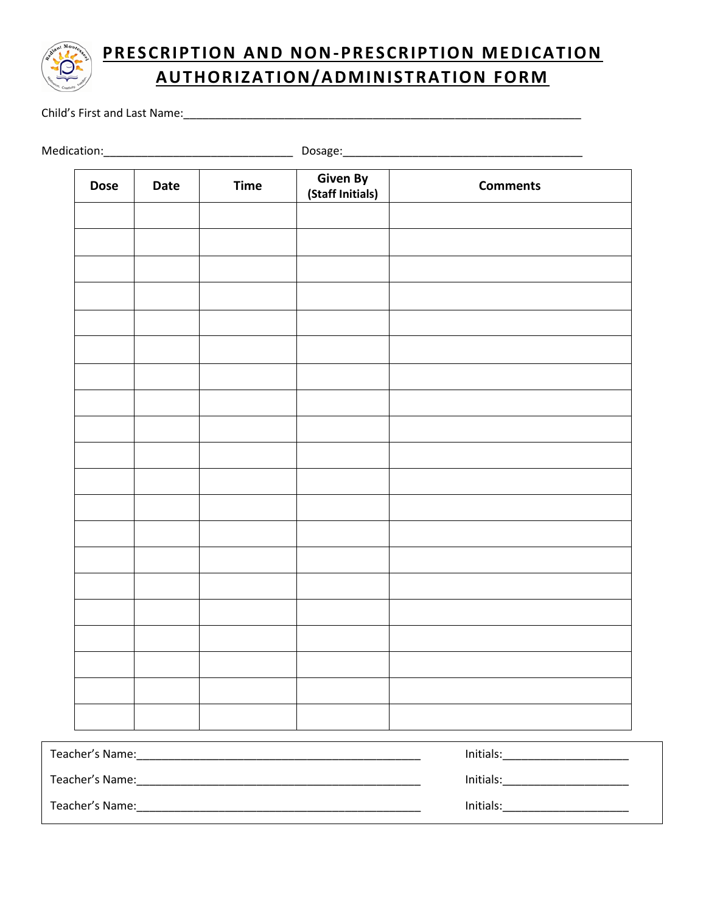# PRESCRIPTION AND NON-PRESCRIPTION MEDICATION AUTHORIZATION/ADMINISTRATION FORM

Child's First and Last Name:_______________________________________________________________

Medication:______________________________ Dosage:______________________________________

| Dose | Date | Time | Given By (Staff Initials) | Comments |
|---|---|---|---|---|
| | | | | |
| | | | | |
| | | | | |
| | | | | |
| | | | | |
| | | | | |
| | | | | |
| | | | | |
| | | | | |
| | | | | |
| | | | | |
| | | | | |
| | | | | |
| | | | | |
| | | | | |
| | | | | |
| | | | | |
| | | | | |
| | | | | |
| | | | | |

Teacher's Name:_______________________________________________ Initials:____________________

Teacher's Name:_______________________________________________ Initials:____________________

Teacher's Name:_______________________________________________ Initials:____________________